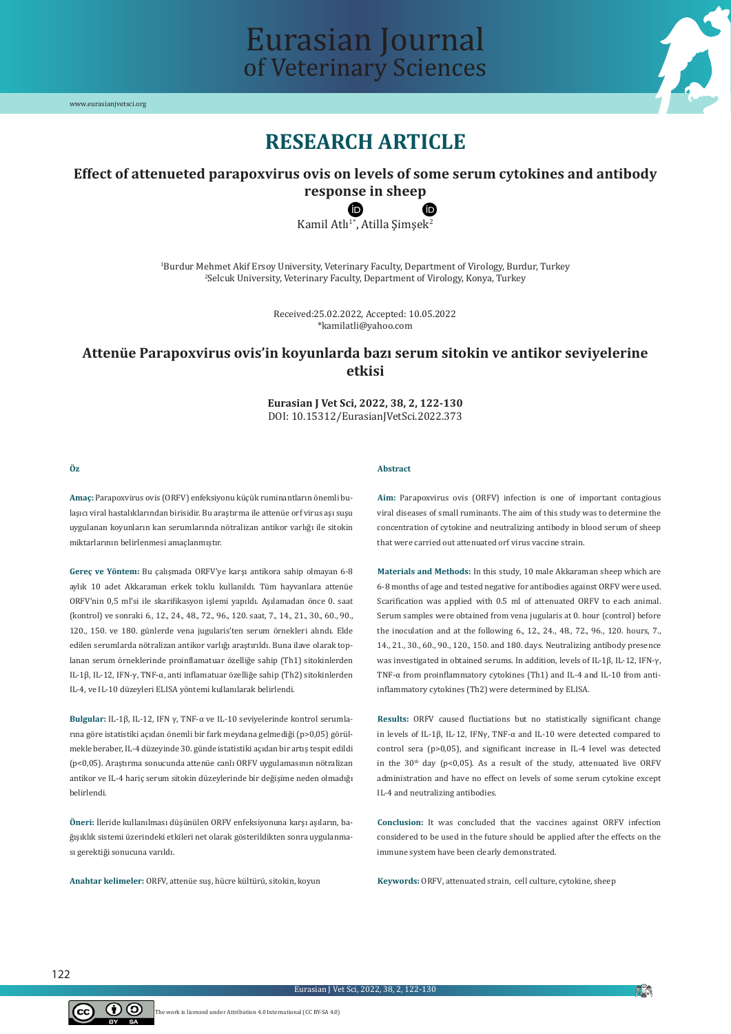# RESEARCH ARTICLE

## Effect of attenueted parapoxvirus ovis on levels of some serum cytokines and antibody response in sheep

Kamil Atlı[1*], Atilla Şimşek[2]

[1]Burdur Mehmet Akif Ersoy University, Veterinary Faculty, Department of Virology, Burdur, Turkey
[2]Selcuk University, Veterinary Faculty, Department of Virology, Konya, Turkey

Received:25.02.2022, Accepted: 10.05.2022
*kamilatli@yahoo.com

## Attenüe Parapoxvirus ovis'in koyunlarda bazı serum sitokin ve antikor seviyelerine etkisi

**Eurasian J Vet Sci, 2022, 38, 2, 122-130**
DOI: 10.15312/EurasianJVetSci.2022.373

### Öz

**Amaç:** Parapoxvirus ovis (ORFV) enfeksiyonu küçük ruminantların önemli bulaşıcı viral hastalıklarından birisidir. Bu araştırma ile attenüe orf virus aşı suşu uygulanan koyunların kan serumlarında nötralizan antikor varlığı ile sitokin miktarlarının belirlenmesi amaçlanmıştır.

**Gereç ve Yöntem:** Bu çalışmada ORFV'ye karşı antikora sahip olmayan 6-8 aylık 10 adet Akkaraman erkek toklu kullanıldı. Tüm hayvanlara attenüe ORFV'nin 0,5 ml'si ile skarifikasyon işlemi yapıldı. Aşılamadan önce 0. saat (kontrol) ve sonraki 6., 12., 24., 48., 72., 96., 120. saat, 7., 14., 21., 30., 60., 90., 120., 150. ve 180. günlerde vena jugularis'ten serum örnekleri alındı. Elde edilen serumlarda nötralizan antikor varlığı araştırıldı. Buna ilave olarak toplanan serum örneklerinde proinflamatuar özelliğe sahip (Th1) sitokinlerden IL-1β, IL-12, IFN-γ, TNF-α, anti inflamatuar özelliğe sahip (Th2) sitokinlerden IL-4, ve IL-10 düzeyleri ELISA yöntemi kullanılarak belirlendi.

**Bulgular:** IL-1β, IL-12, IFN γ, TNF-α ve IL-10 seviyelerinde kontrol serumlarına göre istatistiki açıdan önemli bir fark meydana gelmediği (p>0,05) görülmekle beraber, IL-4 düzeyinde 30. günde istatistiki açıdan bir artış tespit edildi (p<0,05). Araştırma sonucunda attenüe canlı ORFV uygulamasının nötralizan antikor ve IL-4 hariç serum sitokin düzeylerinde bir değişime neden olmadığı belirlendi.

**Öneri:** İleride kullanılması düşünülen ORFV enfeksiyonuna karşı aşıların, bağışıklık sistemi üzerindeki etkileri net olarak gösterildikten sonra uygulanması gerektiği sonucuna varıldı.

**Anahtar kelimeler:** ORFV, attenüe suş, hücre kültürü, sitokin, koyun

### Abstract

**Aim:** Parapoxvirus ovis (ORFV) infection is one of important contagious viral diseases of small ruminants. The aim of this study was to determine the concentration of cytokine and neutralizing antibody in blood serum of sheep that were carried out attenuated orf virus vaccine strain.

**Materials and Methods:** In this study, 10 male Akkaraman sheep which are 6-8 months of age and tested negative for antibodies against ORFV were used. Scarification was applied with 0.5 ml of attenuated ORFV to each animal. Serum samples were obtained from vena jugularis at 0. hour (control) before the inoculation and at the following 6., 12., 24., 48., 72., 96., 120. hours, 7., 14., 21., 30., 60., 90., 120., 150. and 180. days. Neutralizing antibody presence was investigated in obtained serums. In addition, levels of IL-1β, IL-12, IFN-γ, TNF-α from proinflammatory cytokines (Th1) and IL-4 and IL-10 from anti-inflammatory cytokines (Th2) were determined by ELISA.

**Results:** ORFV caused fluctiations but no statistically significant change in levels of IL-1β, IL-12, IFNγ, TNF-α and IL-10 were detected compared to control sera (p>0,05), and significant increase in IL-4 level was detected in the 30[th] day (p<0,05). As a result of the study, attenuated live ORFV administration and have no effect on levels of some serum cytokine except IL-4 and neutralizing antibodies.

**Conclusion:** It was concluded that the vaccines against ORFV infection considered to be used in the future should be applied after the effects on the immune system have been clearly demonstrated.

**Keywords:** ORFV, attenuated strain, cell culture, cytokine, sheep

The work is licensed under Attribution 4.0 International (CC BY-SA 4.0)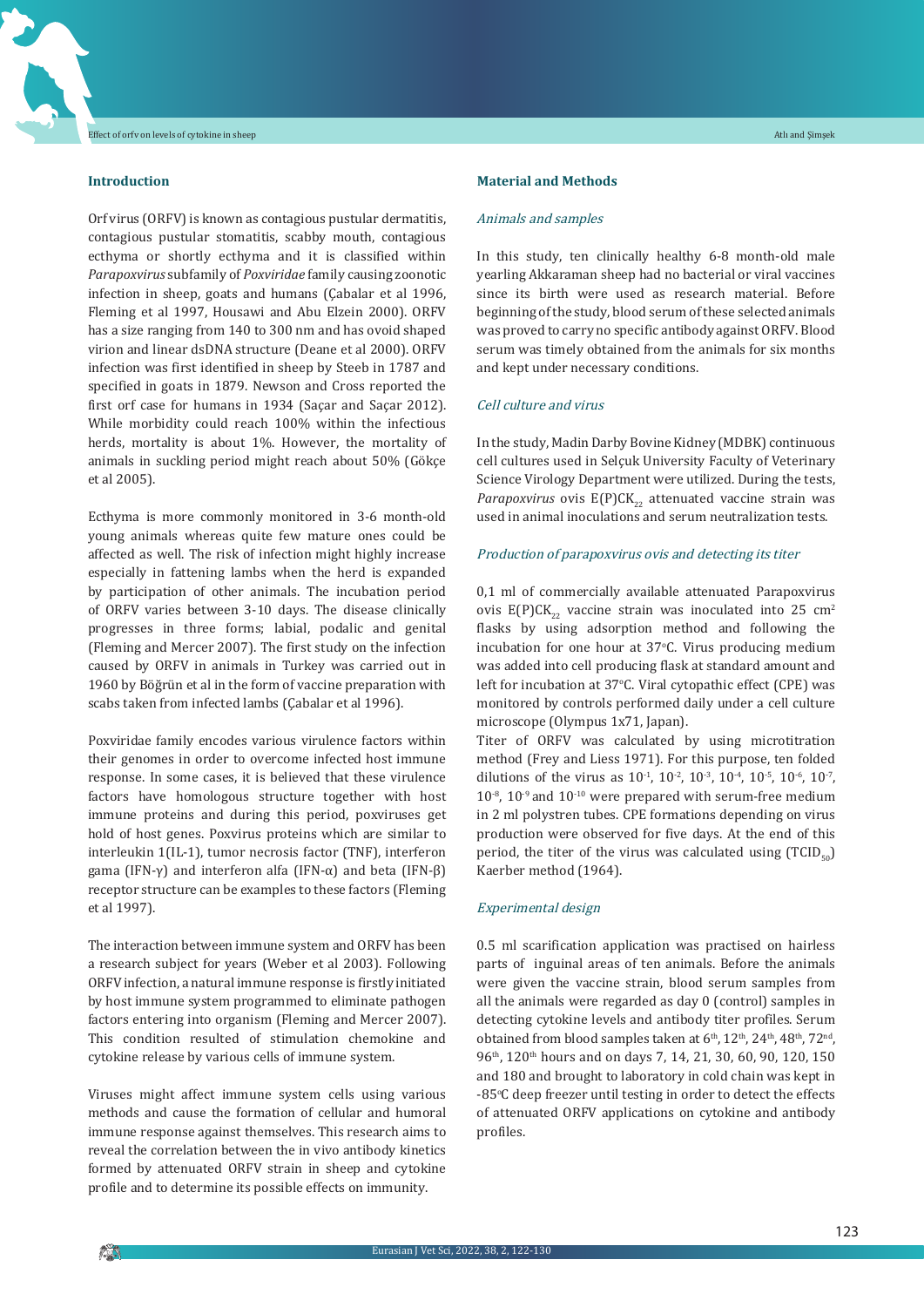## Introduction

Orf virus (ORFV) is known as contagious pustular dermatitis, contagious pustular stomatitis, scabby mouth, contagious ecthyma or shortly ecthyma and it is classified within *Parapoxvirus* subfamily of *Poxviridae* family causing zoonotic infection in sheep, goats and humans (Çabalar et al 1996, Fleming et al 1997, Housawi and Abu Elzein 2000). ORFV has a size ranging from 140 to 300 nm and has ovoid shaped virion and linear dsDNA structure (Deane et al 2000). ORFV infection was first identified in sheep by Steeb in 1787 and specified in goats in 1879. Newson and Cross reported the first orf case for humans in 1934 (Saçar and Saçar 2012). While morbidity could reach 100% within the infectious herds, mortality is about 1%. However, the mortality of animals in suckling period might reach about 50% (Gökçe et al 2005).

Ecthyma is more commonly monitored in 3-6 month-old young animals whereas quite few mature ones could be affected as well. The risk of infection might highly increase especially in fattening lambs when the herd is expanded by participation of other animals. The incubation period of ORFV varies between 3-10 days. The disease clinically progresses in three forms; labial, podalic and genital (Fleming and Mercer 2007). The first study on the infection caused by ORFV in animals in Turkey was carried out in 1960 by Böğrün et al in the form of vaccine preparation with scabs taken from infected lambs (Çabalar et al 1996).

Poxviridae family encodes various virulence factors within their genomes in order to overcome infected host immune response. In some cases, it is believed that these virulence factors have homologous structure together with host immune proteins and during this period, poxviruses get hold of host genes. Poxvirus proteins which are similar to interleukin 1(IL-1), tumor necrosis factor (TNF), interferon gama (IFN-γ) and interferon alfa (IFN-α) and beta (IFN-β) receptor structure can be examples to these factors (Fleming et al 1997).

The interaction between immune system and ORFV has been a research subject for years (Weber et al 2003). Following ORFV infection, a natural immune response is firstly initiated by host immune system programmed to eliminate pathogen factors entering into organism (Fleming and Mercer 2007). This condition resulted of stimulation chemokine and cytokine release by various cells of immune system.

Viruses might affect immune system cells using various methods and cause the formation of cellular and humoral immune response against themselves. This research aims to reveal the correlation between the in vivo antibody kinetics formed by attenuated ORFV strain in sheep and cytokine profile and to determine its possible effects on immunity.

## Material and Methods

### *Animals and samples*

In this study, ten clinically healthy 6-8 month-old male yearling Akkaraman sheep had no bacterial or viral vaccines since its birth were used as research material. Before beginning of the study, blood serum of these selected animals was proved to carry no specific antibody against ORFV. Blood serum was timely obtained from the animals for six months and kept under necessary conditions.

### *Cell culture and virus*

In the study, Madin Darby Bovine Kidney (MDBK) continuous cell cultures used in Selçuk University Faculty of Veterinary Science Virology Department were utilized. During the tests, *Parapoxvirus* ovis $E(P)CK_{22}$ attenuated vaccine strain was used in animal inoculations and serum neutralization tests.

### *Production of parapoxvirus ovis and detecting its titer*

0,1 ml of commercially available attenuated Parapoxvirus ovis $E(P)CK_{22}$ vaccine strain was inoculated into 25 $cm^2$ flasks by using adsorption method and following the incubation for one hour at 37°C. Virus producing medium was added into cell producing flask at standard amount and left for incubation at 37°C. Viral cytopathic effect (CPE) was monitored by controls performed daily under a cell culture microscope (Olympus 1x71, Japan).

Titer of ORFV was calculated by using microtitration method (Frey and Liess 1971). For this purpose, ten folded dilutions of the virus as $10^{-1}$, $10^{-2}$, $10^{-3}$, $10^{-4}$, $10^{-5}$, $10^{-6}$, $10^{-7}$, $10^{-8}$, $10^{-9}$ and $10^{-10}$ were prepared with serum-free medium in 2 ml polystren tubes. CPE formations depending on virus production were observed for five days. At the end of this period, the titer of the virus was calculated using ($TCID_{50}$) Kaerber method (1964).

### *Experimental design*

0.5 ml scarification application was practised on hairless parts of inguinal areas of ten animals. Before the animals were given the vaccine strain, blood serum samples from all the animals were regarded as day 0 (control) samples in detecting cytokine levels and antibody titer profiles. Serum obtained from blood samples taken at 6th, 12th, 24th, 48th, 72nd, 96th, 120th hours and on days 7, 14, 21, 30, 60, 90, 120, 150 and 180 and brought to laboratory in cold chain was kept in -85°C deep freezer until testing in order to detect the effects of attenuated ORFV applications on cytokine and antibody profiles.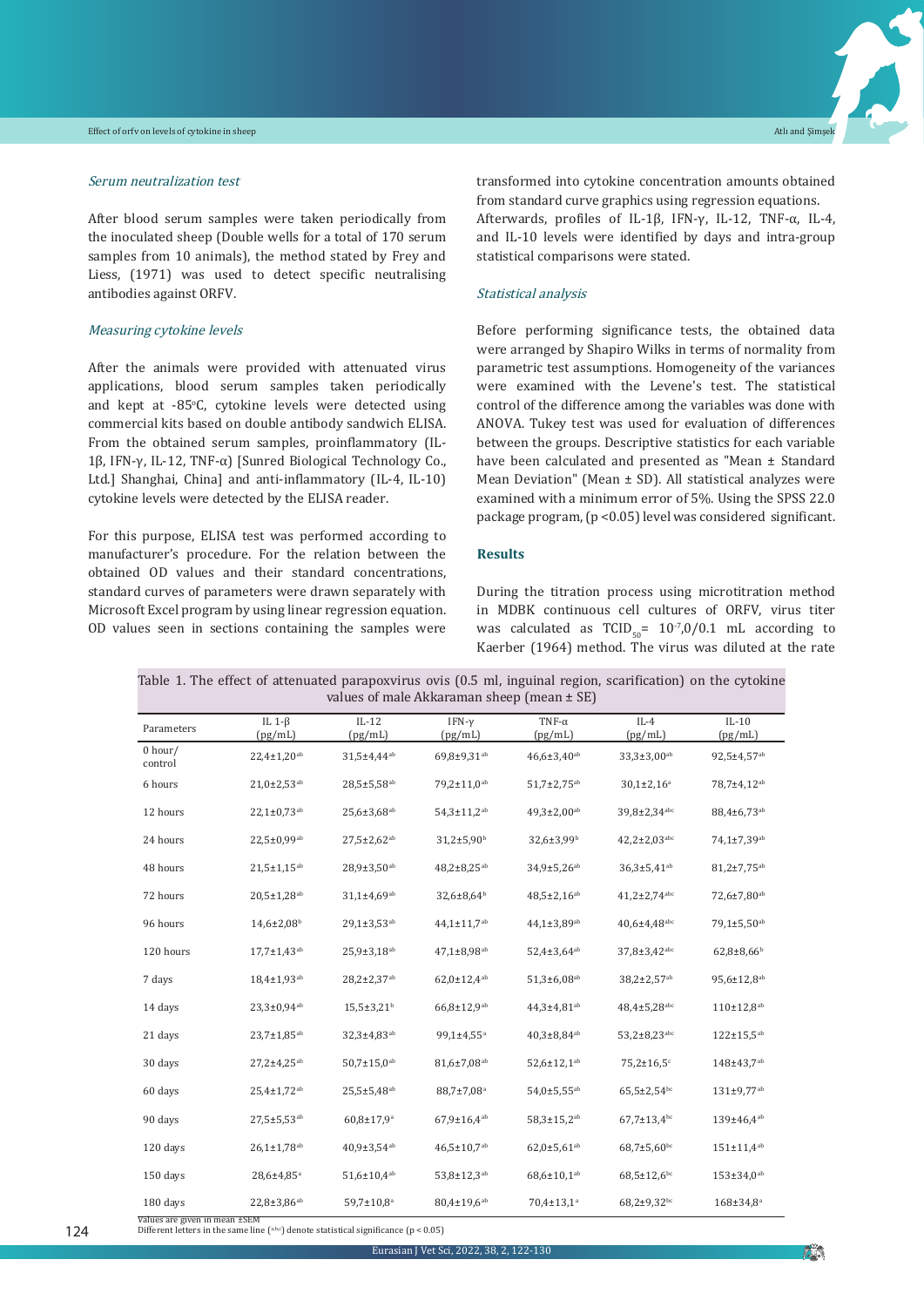*Serum neutralization test*

After blood serum samples were taken periodically from the inoculated sheep (Double wells for a total of 170 serum samples from 10 animals), the method stated by Frey and Liess, (1971) was used to detect specific neutralising antibodies against ORFV.

*Measuring cytokine levels*

After the animals were provided with attenuated virus applications, blood serum samples taken periodically and kept at -85°C, cytokine levels were detected using commercial kits based on double antibody sandwich ELISA. From the obtained serum samples, proinflammatory (IL-1β, IFN-γ, IL-12, TNF-α) [Sunred Biological Technology Co., Ltd.] Shanghai, China] and anti-inflammatory (IL-4, IL-10) cytokine levels were detected by the ELISA reader.

For this purpose, ELISA test was performed according to manufacturer's procedure. For the relation between the obtained OD values and their standard concentrations, standard curves of parameters were drawn separately with Microsoft Excel program by using linear regression equation. OD values seen in sections containing the samples were transformed into cytokine concentration amounts obtained from standard curve graphics using regression equations. Afterwards, profiles of IL-1β, IFN-γ, IL-12, TNF-α, IL-4, and IL-10 levels were identified by days and intra-group statistical comparisons were stated.

*Statistical analysis*

Before performing significance tests, the obtained data were arranged by Shapiro Wilks in terms of normality from parametric test assumptions. Homogeneity of the variances were examined with the Levene's test. The statistical control of the difference among the variables was done with ANOVA. Tukey test was used for evaluation of differences between the groups. Descriptive statistics for each variable have been calculated and presented as "Mean ± Standard Mean Deviation" (Mean ± SD). All statistical analyzes were examined with a minimum error of 5%. Using the SPSS 22.0 package program, ($p < 0.05$) level was considered significant.

## Results

During the titration process using microtitration method in MDBK continuous cell cultures of ORFV, virus titer was calculated as $TCID_{50} = 10^{-7,0}/0.1$ mL according to Kaerber (1964) method. The virus was diluted at the rate

Table 1. The effect of attenuated parapoxvirus ovis (0.5 ml, inguinal region, scarification) on the cytokine values of male Akkaraman sheep (mean ± SE)

| Parameters | IL 1-β (pg/mL) | IL-12 (pg/mL) | IFN-γ (pg/mL) | TNF-α (pg/mL) | IL-4 (pg/mL) | IL-10 (pg/mL) |
|---|---|---|---|---|---|---|
| 0 hour/ control | 22,4±1,20[ab] | 31,5±4,44[ab] | 69,8±9,31[ab] | 46,6±3,40[ab] | 33,3±3,00[ab] | 92,5±4,57[ab] |
| 6 hours | 21,0±2,53[ab] | 28,5±5,58[ab] | 79,2±11,0[ab] | 51,7±2,75[ab] | 30,1±2,16[a] | 78,7±4,12[ab] |
| 12 hours | 22,1±0,73[ab] | 25,6±3,68[ab] | 54,3±11,2[ab] | 49,3±2,00[ab] | 39,8±2,34[abc] | 88,4±6,73[ab] |
| 24 hours | 22,5±0,99[ab] | 27,5±2,62[ab] | 31,2±5,90[b] | 32,6±3,99[b] | 42,2±2,03[abc] | 74,1±7,39[ab] |
| 48 hours | 21,5±1,15[ab] | 28,9±3,50[ab] | 48,2±8,25[ab] | 34,9±5,26[ab] | 36,3±5,41[ab] | 81,2±7,75[ab] |
| 72 hours | 20,5±1,28[ab] | 31,1±4,69[ab] | 32,6±8,64[b] | 48,5±2,16[ab] | 41,2±2,74[abc] | 72,6±7,80[ab] |
| 96 hours | 14,6±2,08[b] | 29,1±3,53[ab] | 44,1±11,7[ab] | 44,1±3,89[ab] | 40,6±4,48[abc] | 79,1±5,50[ab] |
| 120 hours | 17,7±1,43[ab] | 25,9±3,18[ab] | 47,1±8,98[ab] | 52,4±3,64[ab] | 37,8±3,42[abc] | 62,8±8,66[b] |
| 7 days | 18,4±1,93[ab] | 28,2±2,37[ab] | 62,0±12,4[ab] | 51,3±6,08[ab] | 38,2±2,57[ab] | 95,6±12,8[ab] |
| 14 days | 23,3±0,94[ab] | 15,5±3,21[b] | 66,8±12,9[ab] | 44,3±4,81[ab] | 48,4±5,28[abc] | 110±12,8[ab] |
| 21 days | 23,7±1,85[ab] | 32,3±4,83[ab] | 99,1±4,55[a] | 40,3±8,84[ab] | 53,2±8,23[abc] | 122±15,5[ab] |
| 30 days | 27,2±4,25[ab] | 50,7±15,0[ab] | 81,6±7,08[ab] | 52,6±12,1[ab] | 75,2±16,5[c] | 148±43,7[ab] |
| 60 days | 25,4±1,72[ab] | 25,5±5,48[ab] | 88,7±7,08[a] | 54,0±5,55[ab] | 65,5±2,54[bc] | 131±9,77[ab] |
| 90 days | 27,5±5,53[ab] | 60,8±17,9[a] | 67,9±16,4[ab] | 58,3±15,2[ab] | 67,7±13,4[bc] | 139±46,4[ab] |
| 120 days | 26,1±1,78[ab] | 40,9±3,54[ab] | 46,5±10,7[ab] | 62,0±5,61[ab] | 68,7±5,60[bc] | 151±11,4[ab] |
| 150 days | 28,6±4,85[a] | 51,6±10,4[ab] | 53,8±12,3[ab] | 68,6±10,1[ab] | 68,5±12,6[bc] | 153±34,0[ab] |
| 180 days | 22,8±3,86[ab] | 59,7±10,8[a] | 80,4±19,6[ab] | 70,4±13,1[a] | 68,2±9,32[bc] | 168±34,8[a] |

Values are given in mean ±SEM
Different letters in the same line ([a,b,c]) denote statistical significance ($p < 0.05$)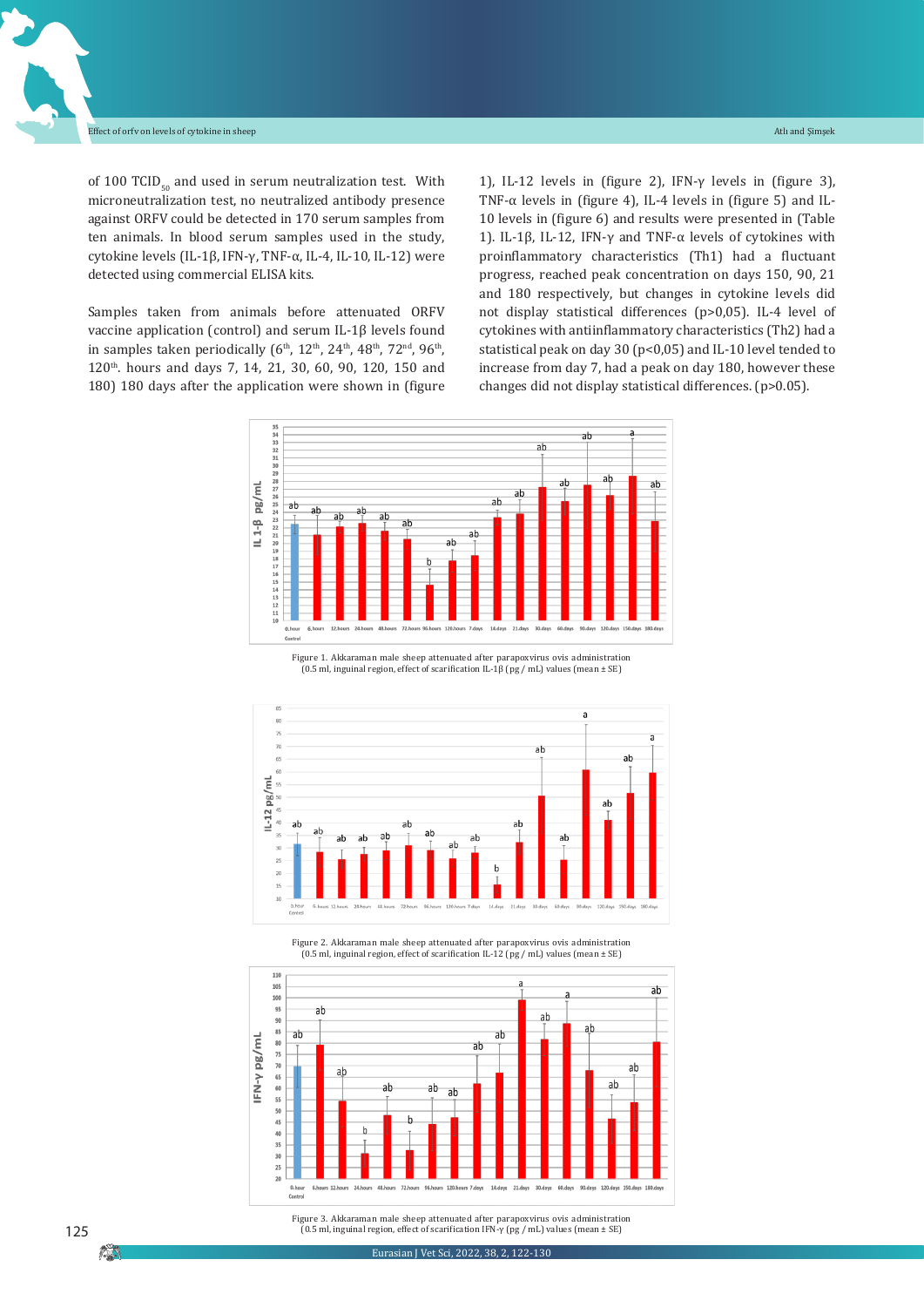of 100 $TCID_{50}$ and used in serum neutralization test. With microneutralization test, no neutralized antibody presence against ORFV could be detected in 170 serum samples from ten animals. In blood serum samples used in the study, cytokine levels (IL-1β, IFN-γ, TNF-α, IL-4, IL-10, IL-12) were detected using commercial ELISA kits.

Samples taken from animals before attenuated ORFV vaccine application (control) and serum IL-1β levels found in samples taken periodically (6th, 12th, 24th, 48th, 72nd, 96th, 120th. hours and days 7, 14, 21, 30, 60, 90, 120, 150 and 180) 180 days after the application were shown in (figure 1), IL-12 levels in (figure 2), IFN-γ levels in (figure 3), TNF-α levels in (figure 4), IL-4 levels in (figure 5) and IL-10 levels in (figure 6) and results were presented in (Table 1). IL-1β, IL-12, IFN-γ and TNF-α levels of cytokines with proinflammatory characteristics (Th1) had a fluctuant progress, reached peak concentration on days 150, 90, 21 and 180 respectively, but changes in cytokine levels did not display statistical differences ($p>0,05$). IL-4 level of cytokines with antiinflammatory characteristics (Th2) had a statistical peak on day 30 ($p<0,05$) and IL-10 level tended to increase from day 7, had a peak on day 180, however these changes did not display statistical differences. ($p>0.05$).

Figure 1. Akkaraman male sheep attenuated after parapoxvirus ovis administration (0.5 ml, inguinal region, effect of scarification IL-1β (pg / mL) values (mean ± SE)

Figure 2. Akkaraman male sheep attenuated after parapoxvirus ovis administration (0.5 ml, inguinal region, effect of scarification IL-12 (pg / mL) values (mean ± SE)

Figure 3. Akkaraman male sheep attenuated after parapoxvirus ovis administration (0.5 ml, inguinal region, effect of scarification IFN-γ (pg / mL) values (mean ± SE)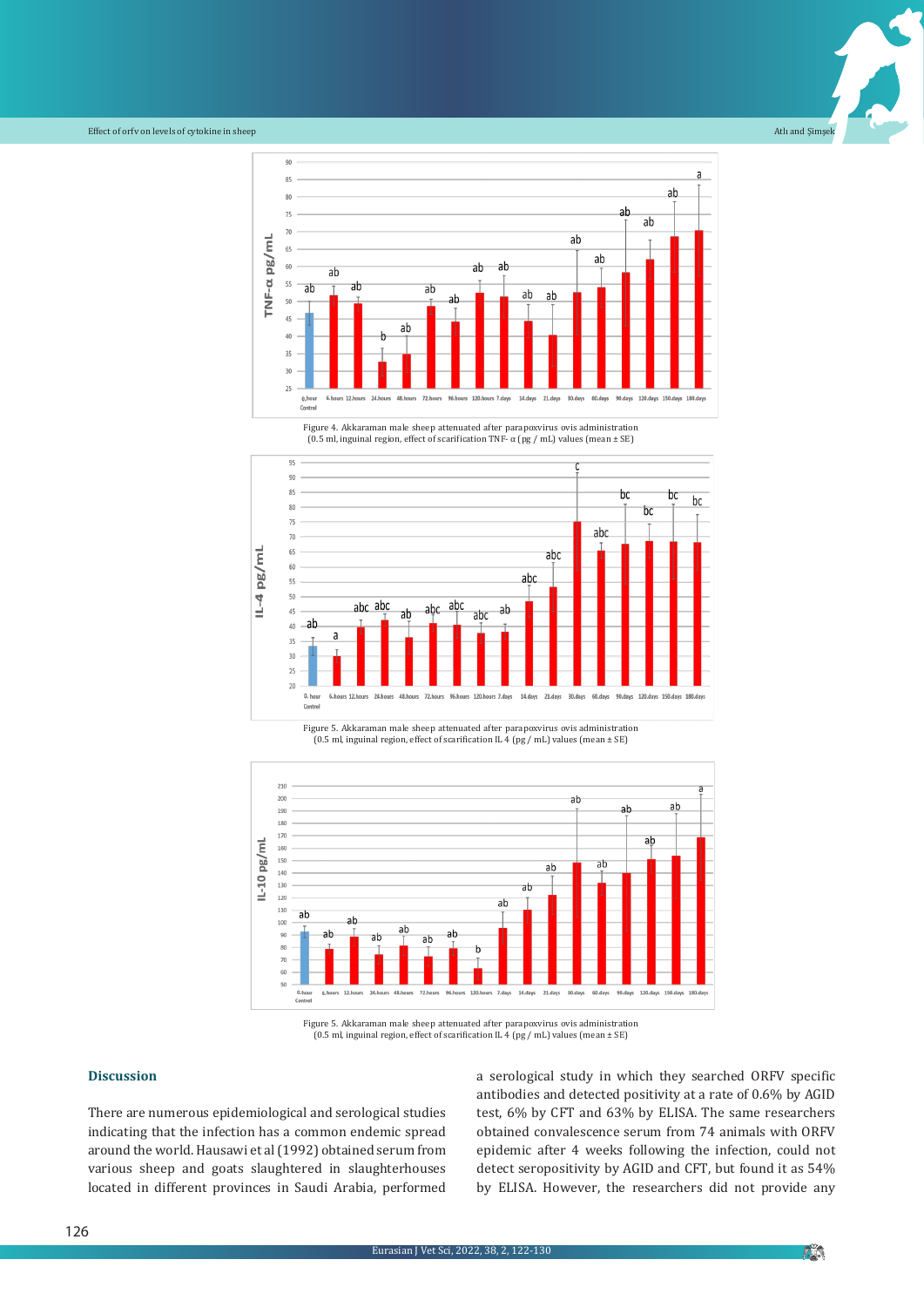Figure 4. Akkaraman male sheep attenuated after parapoxvirus ovis administration
(0.5 ml, inguinal region, effect of scarification TNF- α (pg / mL) values (mean ± SE)

Figure 5. Akkaraman male sheep attenuated after parapoxvirus ovis administration
(0.5 ml, inguinal region, effect of scarification IL 4 (pg / mL) values (mean ± SE)

Figure 5. Akkaraman male sheep attenuated after parapoxvirus ovis administration
(0.5 ml, inguinal region, effect of scarification IL 4 (pg / mL) values (mean ± SE)

## Discussion

There are numerous epidemiological and serological studies indicating that the infection has a common endemic spread around the world. Hausawi et al (1992) obtained serum from various sheep and goats slaughtered in slaughterhouses located in different provinces in Saudi Arabia, performed a serological study in which they searched ORFV specific antibodies and detected positivity at a rate of 0.6% by AGID test, 6% by CFT and 63% by ELISA. The same researchers obtained convalescence serum from 74 animals with ORFV epidemic after 4 weeks following the infection, could not detect seropositivity by AGID and CFT, but found it as 54% by ELISA. However, the researchers did not provide any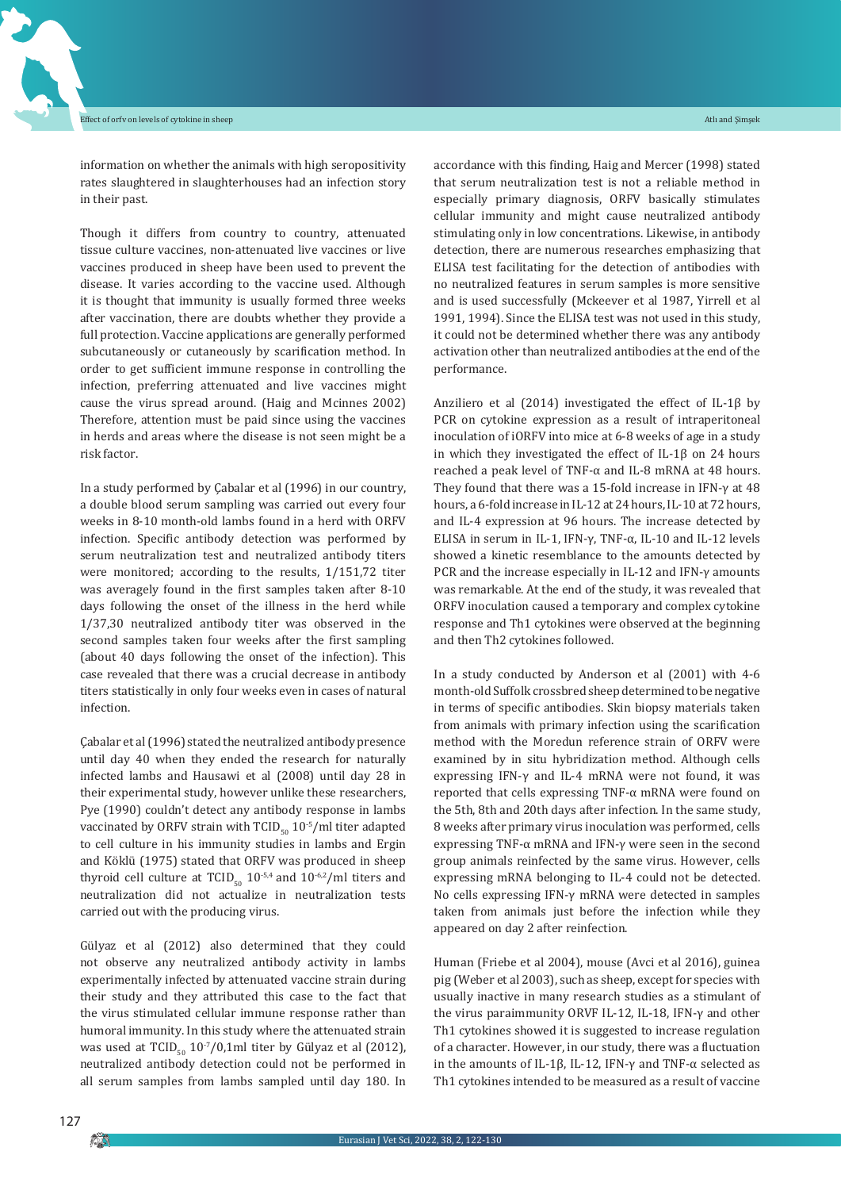information on whether the animals with high seropositivity rates slaughtered in slaughterhouses had an infection story in their past.

Though it differs from country to country, attenuated tissue culture vaccines, non-attenuated live vaccines or live vaccines produced in sheep have been used to prevent the disease. It varies according to the vaccine used. Although it is thought that immunity is usually formed three weeks after vaccination, there are doubts whether they provide a full protection. Vaccine applications are generally performed subcutaneously or cutaneously by scarification method. In order to get sufficient immune response in controlling the infection, preferring attenuated and live vaccines might cause the virus spread around. (Haig and Mcinnes 2002) Therefore, attention must be paid since using the vaccines in herds and areas where the disease is not seen might be a risk factor.

In a study performed by Çabalar et al (1996) in our country, a double blood serum sampling was carried out every four weeks in 8-10 month-old lambs found in a herd with ORFV infection. Specific antibody detection was performed by serum neutralization test and neutralized antibody titers were monitored; according to the results, 1/151,72 titer was averagely found in the first samples taken after 8-10 days following the onset of the illness in the herd while 1/37,30 neutralized antibody titer was observed in the second samples taken four weeks after the first sampling (about 40 days following the onset of the infection). This case revealed that there was a crucial decrease in antibody titers statistically in only four weeks even in cases of natural infection.

Çabalar et al (1996) stated the neutralized antibody presence until day 40 when they ended the research for naturally infected lambs and Hausawi et al (2008) until day 28 in their experimental study, however unlike these researchers, Pye (1990) couldn't detect any antibody response in lambs vaccinated by ORFV strain with $TCID_{50}$ $10^{-5}$/ml titer adapted to cell culture in his immunity studies in lambs and Ergin and Köklü (1975) stated that ORFV was produced in sheep thyroid cell culture at $TCID_{50}$ $10^{-5,4}$ and $10^{-6,2}$/ml titers and neutralization did not actualize in neutralization tests carried out with the producing virus.

Gülyaz et al (2012) also determined that they could not observe any neutralized antibody activity in lambs experimentally infected by attenuated vaccine strain during their study and they attributed this case to the fact that the virus stimulated cellular immune response rather than humoral immunity. In this study where the attenuated strain was used at $TCID_{50}$ $10^{-7}$/0,1ml titer by Gülyaz et al (2012), neutralized antibody detection could not be performed in all serum samples from lambs sampled until day 180. In accordance with this finding, Haig and Mercer (1998) stated that serum neutralization test is not a reliable method in especially primary diagnosis, ORFV basically stimulates cellular immunity and might cause neutralized antibody stimulating only in low concentrations. Likewise, in antibody detection, there are numerous researches emphasizing that ELISA test facilitating for the detection of antibodies with no neutralized features in serum samples is more sensitive and is used successfully (Mckeever et al 1987, Yirrell et al 1991, 1994). Since the ELISA test was not used in this study, it could not be determined whether there was any antibody activation other than neutralized antibodies at the end of the performance.

Anziliero et al (2014) investigated the effect of IL-1β by PCR on cytokine expression as a result of intraperitoneal inoculation of iORFV into mice at 6-8 weeks of age in a study in which they investigated the effect of IL-1β on 24 hours reached a peak level of TNF-α and IL-8 mRNA at 48 hours. They found that there was a 15-fold increase in IFN-γ at 48 hours, a 6-fold increase in IL-12 at 24 hours, IL-10 at 72 hours, and IL-4 expression at 96 hours. The increase detected by ELISA in serum in IL-1, IFN-γ, TNF-α, IL-10 and IL-12 levels showed a kinetic resemblance to the amounts detected by PCR and the increase especially in IL-12 and IFN-γ amounts was remarkable. At the end of the study, it was revealed that ORFV inoculation caused a temporary and complex cytokine response and Th1 cytokines were observed at the beginning and then Th2 cytokines followed.

In a study conducted by Anderson et al (2001) with 4-6 month-old Suffolk crossbred sheep determined to be negative in terms of specific antibodies. Skin biopsy materials taken from animals with primary infection using the scarification method with the Moredun reference strain of ORFV were examined by in situ hybridization method. Although cells expressing IFN-γ and IL-4 mRNA were not found, it was reported that cells expressing TNF-α mRNA were found on the 5th, 8th and 20th days after infection. In the same study, 8 weeks after primary virus inoculation was performed, cells expressing TNF-α mRNA and IFN-γ were seen in the second group animals reinfected by the same virus. However, cells expressing mRNA belonging to IL-4 could not be detected. No cells expressing IFN-γ mRNA were detected in samples taken from animals just before the infection while they appeared on day 2 after reinfection.

Human (Friebe et al 2004), mouse (Avci et al 2016), guinea pig (Weber et al 2003), such as sheep, except for species with usually inactive in many research studies as a stimulant of the virus paraimmunity ORVF IL-12, IL-18, IFN-γ and other Th1 cytokines showed it is suggested to increase regulation of a character. However, in our study, there was a fluctuation in the amounts of IL-1β, IL-12, IFN-γ and TNF-α selected as Th1 cytokines intended to be measured as a result of vaccine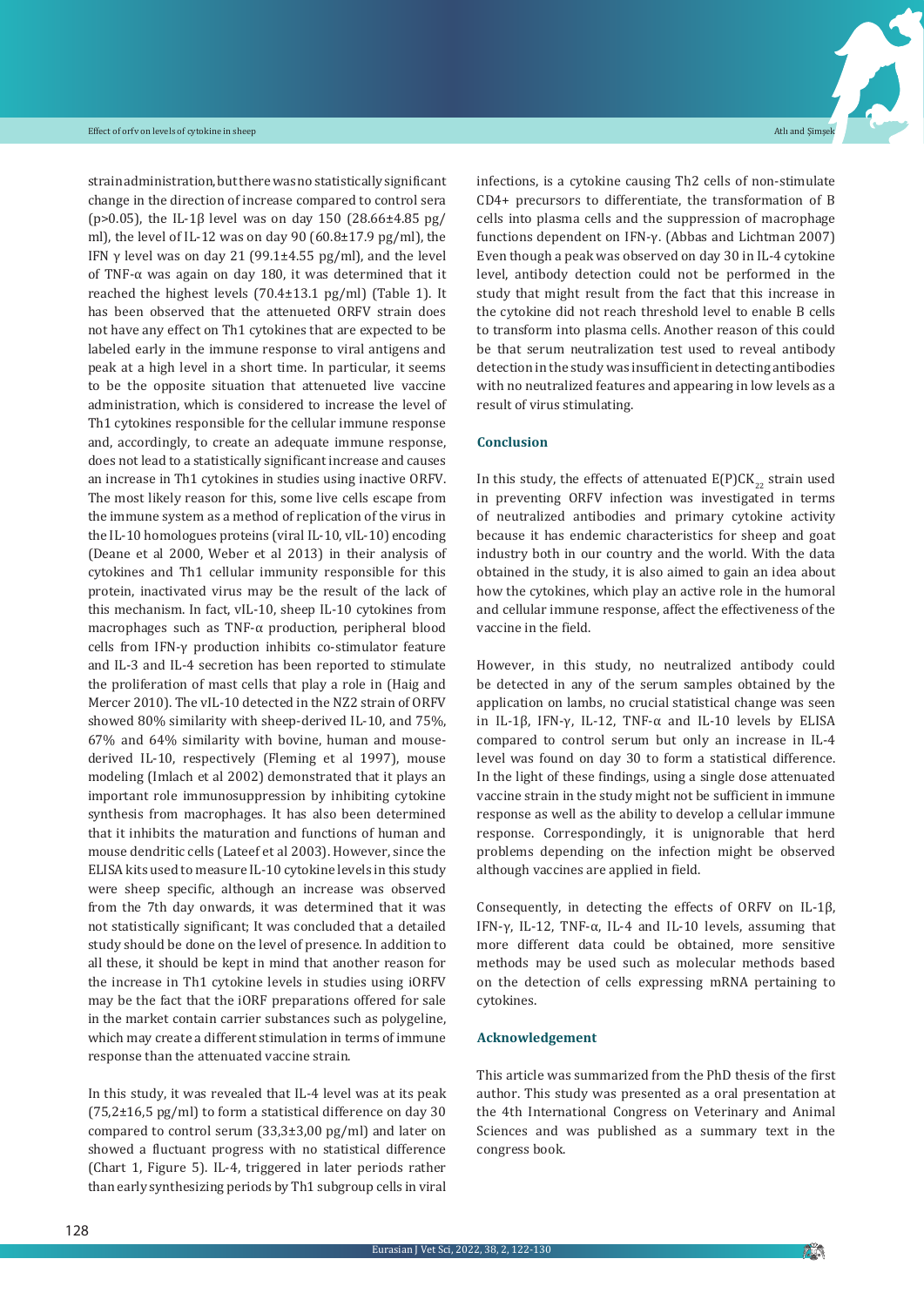strain administration, but there was no statistically significant change in the direction of increase compared to control sera ($p>0.05$), the IL-1β level was on day 150 (28.66±4.85 pg/ml), the level of IL-12 was on day 90 (60.8±17.9 pg/ml), the IFN γ level was on day 21 (99.1±4.55 pg/ml), and the level of TNF-α was again on day 180, it was determined that it reached the highest levels (70.4±13.1 pg/ml) (Table 1). It has been observed that the attenueted ORFV strain does not have any effect on Th1 cytokines that are expected to be labeled early in the immune response to viral antigens and peak at a high level in a short time. In particular, it seems to be the opposite situation that attenueted live vaccine administration, which is considered to increase the level of Th1 cytokines responsible for the cellular immune response and, accordingly, to create an adequate immune response, does not lead to a statistically significant increase and causes an increase in Th1 cytokines in studies using inactive ORFV. The most likely reason for this, some live cells escape from the immune system as a method of replication of the virus in the IL-10 homologues proteins (viral IL-10, vIL-10) encoding (Deane et al 2000, Weber et al 2013) in their analysis of cytokines and Th1 cellular immunity responsible for this protein, inactivated virus may be the result of the lack of this mechanism. In fact, vIL-10, sheep IL-10 cytokines from macrophages such as TNF-α production, peripheral blood cells from IFN-γ production inhibits co-stimulator feature and IL-3 and IL-4 secretion has been reported to stimulate the proliferation of mast cells that play a role in (Haig and Mercer 2010). The vIL-10 detected in the NZ2 strain of ORFV showed 80% similarity with sheep-derived IL-10, and 75%, 67% and 64% similarity with bovine, human and mouse-derived IL-10, respectively (Fleming et al 1997), mouse modeling (Imlach et al 2002) demonstrated that it plays an important role immunosuppression by inhibiting cytokine synthesis from macrophages. It has also been determined that it inhibits the maturation and functions of human and mouse dendritic cells (Lateef et al 2003). However, since the ELISA kits used to measure IL-10 cytokine levels in this study were sheep specific, although an increase was observed from the 7th day onwards, it was determined that it was not statistically significant; It was concluded that a detailed study should be done on the level of presence. In addition to all these, it should be kept in mind that another reason for the increase in Th1 cytokine levels in studies using iORFV may be the fact that the iORF preparations offered for sale in the market contain carrier substances such as polygeline, which may create a different stimulation in terms of immune response than the attenuated vaccine strain.

In this study, it was revealed that IL-4 level was at its peak (75,2±16,5 pg/ml) to form a statistical difference on day 30 compared to control serum (33,3±3,00 pg/ml) and later on showed a fluctuant progress with no statistical difference (Chart 1, Figure 5). IL-4, triggered in later periods rather than early synthesizing periods by Th1 subgroup cells in viral infections, is a cytokine causing Th2 cells of non-stimulate CD4+ precursors to differentiate, the transformation of B cells into plasma cells and the suppression of macrophage functions dependent on IFN-γ. (Abbas and Lichtman 2007) Even though a peak was observed on day 30 in IL-4 cytokine level, antibody detection could not be performed in the study that might result from the fact that this increase in the cytokine did not reach threshold level to enable B cells to transform into plasma cells. Another reason of this could be that serum neutralization test used to reveal antibody detection in the study was insufficient in detecting antibodies with no neutralized features and appearing in low levels as a result of virus stimulating.

## Conclusion

In this study, the effects of attenuated $E(P)CK_{22}$ strain used in preventing ORFV infection was investigated in terms of neutralized antibodies and primary cytokine activity because it has endemic characteristics for sheep and goat industry both in our country and the world. With the data obtained in the study, it is also aimed to gain an idea about how the cytokines, which play an active role in the humoral and cellular immune response, affect the effectiveness of the vaccine in the field.

However, in this study, no neutralized antibody could be detected in any of the serum samples obtained by the application on lambs, no crucial statistical change was seen in IL-1β, IFN-γ, IL-12, TNF-α and IL-10 levels by ELISA compared to control serum but only an increase in IL-4 level was found on day 30 to form a statistical difference. In the light of these findings, using a single dose attenuated vaccine strain in the study might not be sufficient in immune response as well as the ability to develop a cellular immune response. Correspondingly, it is unignorable that herd problems depending on the infection might be observed although vaccines are applied in field.

Consequently, in detecting the effects of ORFV on IL-1β, IFN-γ, IL-12, TNF-α, IL-4 and IL-10 levels, assuming that more different data could be obtained, more sensitive methods may be used such as molecular methods based on the detection of cells expressing mRNA pertaining to cytokines.

## Acknowledgement

This article was summarized from the PhD thesis of the first author. This study was presented as a oral presentation at the 4th International Congress on Veterinary and Animal Sciences and was published as a summary text in the congress book.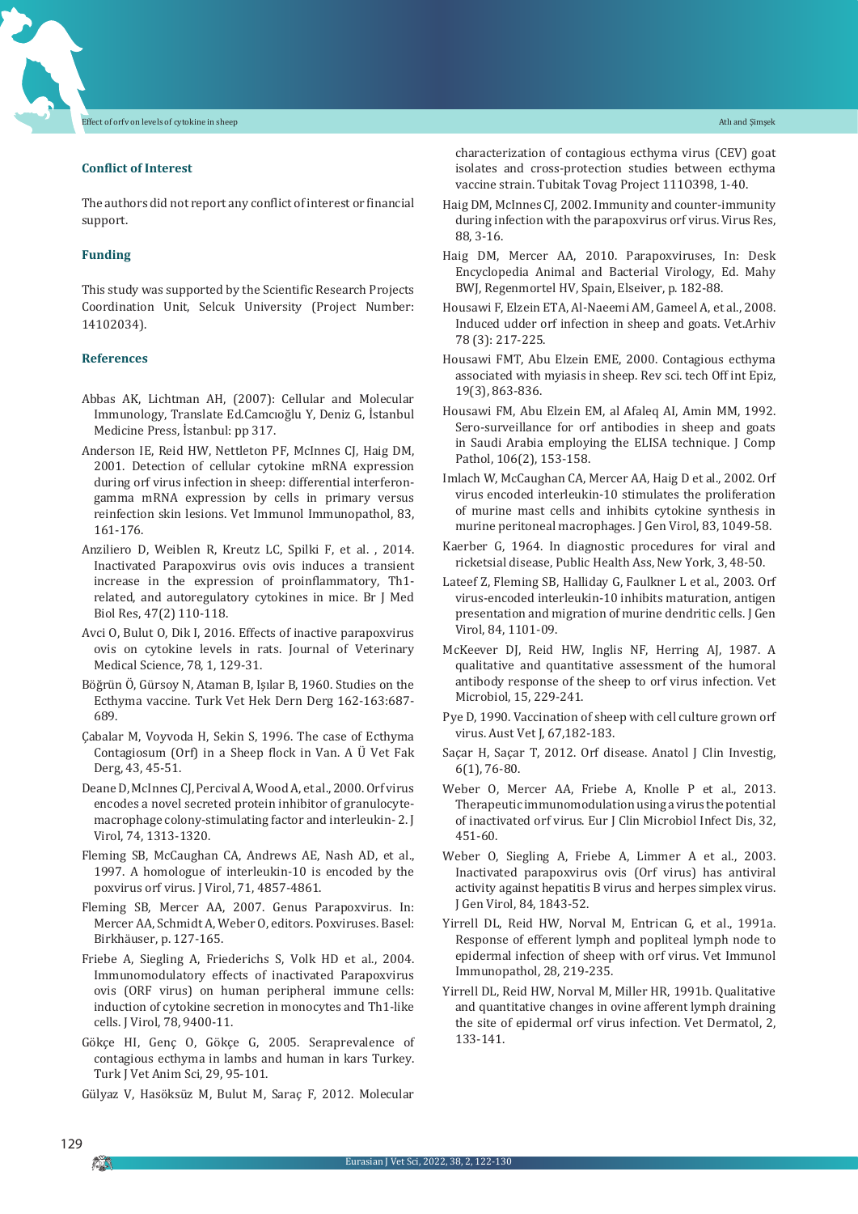## Conflict of Interest

The authors did not report any conflict of interest or financial support.

## Funding

This study was supported by the Scientific Research Projects Coordination Unit, Selcuk University (Project Number: 14102034).

## References

Abbas AK, Lichtman AH, (2007): Cellular and Molecular Immunology, Translate Ed.Camcıoğlu Y, Deniz G, İstanbul Medicine Press, İstanbul: pp 317.

Anderson IE, Reid HW, Nettleton PF, McInnes CJ, Haig DM, 2001. Detection of cellular cytokine mRNA expression during orf virus infection in sheep: differential interferon-gamma mRNA expression by cells in primary versus reinfection skin lesions. Vet Immunol Immunopathol, 83, 161-176.

Anziliero D, Weiblen R, Kreutz LC, Spilki F, et al. , 2014. Inactivated Parapoxvirus ovis ovis induces a transient increase in the expression of proinflammatory, Th1-related, and autoregulatory cytokines in mice. Br J Med Biol Res, 47(2) 110-118.

Avci O, Bulut O, Dik I, 2016. Effects of inactive parapoxvirus ovis on cytokine levels in rats. Journal of Veterinary Medical Science, 78, 1, 129-31.

Böğrün Ö, Gürsoy N, Ataman B, Işılar B, 1960. Studies on the Ecthyma vaccine. Turk Vet Hek Dern Derg 162-163:687-689.

Çabalar M, Voyvoda H, Sekin S, 1996. The case of Ecthyma Contagiosum (Orf) in a Sheep flock in Van. A Ü Vet Fak Derg, 43, 45-51.

Deane D, McInnes CJ, Percival A, Wood A, et al., 2000. Orf virus encodes a novel secreted protein inhibitor of granulocyte-macrophage colony-stimulating factor and interleukin- 2. J Virol, 74, 1313-1320.

Fleming SB, McCaughan CA, Andrews AE, Nash AD, et al., 1997. A homologue of interleukin-10 is encoded by the poxvirus orf virus. J Virol, 71, 4857-4861.

Fleming SB, Mercer AA, 2007. Genus Parapoxvirus. In: Mercer AA, Schmidt A, Weber O, editors. Poxviruses. Basel: Birkhäuser, p. 127-165.

Friebe A, Siegling A, Friederichs S, Volk HD et al., 2004. Immunomodulatory effects of inactivated Parapoxvirus ovis (ORF virus) on human peripheral immune cells: induction of cytokine secretion in monocytes and Th1-like cells. J Virol, 78, 9400-11.

Gökçe HI, Genç O, Gökçe G, 2005. Seraprevalence of contagious ecthyma in lambs and human in kars Turkey. Turk J Vet Anim Sci, 29, 95-101.

Gülyaz V, Hasöksüz M, Bulut M, Saraç F, 2012. Molecular characterization of contagious ecthyma virus (CEV) goat isolates and cross-protection studies between ecthyma vaccine strain. Tubitak Tovag Project 1110398, 1-40.

Haig DM, McInnes CJ, 2002. Immunity and counter-immunity during infection with the parapoxvirus orf virus. Virus Res, 88, 3-16.

Haig DM, Mercer AA, 2010. Parapoxviruses, In: Desk Encyclopedia Animal and Bacterial Virology, Ed. Mahy BWJ, Regenmortel HV, Spain, Elseiver, p. 182-88.

Housawi F, Elzein ETA, Al-Naeemi AM, Gameel A, et al., 2008. Induced udder orf infection in sheep and goats. Vet.Arhiv 78 (3): 217-225.

Housawi FMT, Abu Elzein EME, 2000. Contagious ecthyma associated with myiasis in sheep. Rev sci. tech Off int Epiz, 19(3), 863-836.

Housawi FM, Abu Elzein EM, al Afaleq AI, Amin MM, 1992. Sero-surveillance for orf antibodies in sheep and goats in Saudi Arabia employing the ELISA technique. J Comp Pathol, 106(2), 153-158.

Imlach W, McCaughan CA, Mercer AA, Haig D et al., 2002. Orf virus encoded interleukin-10 stimulates the proliferation of murine mast cells and inhibits cytokine synthesis in murine peritoneal macrophages. J Gen Virol, 83, 1049-58.

Kaerber G, 1964. In diagnostic procedures for viral and ricketsial disease, Public Health Ass, New York, 3, 48-50.

Lateef Z, Fleming SB, Halliday G, Faulkner L et al., 2003. Orf virus-encoded interleukin-10 inhibits maturation, antigen presentation and migration of murine dendritic cells. J Gen Virol, 84, 1101-09.

McKeever DJ, Reid HW, Inglis NF, Herring AJ, 1987. A qualitative and quantitative assessment of the humoral antibody response of the sheep to orf virus infection. Vet Microbiol, 15, 229-241.

Pye D, 1990. Vaccination of sheep with cell culture grown orf virus. Aust Vet J, 67,182-183.

Saçar H, Saçar T, 2012. Orf disease. Anatol J Clin Investig, 6(1), 76-80.

Weber O, Mercer AA, Friebe A, Knolle P et al., 2013. Therapeutic immunomodulation using a virus the potential of inactivated orf virus. Eur J Clin Microbiol Infect Dis, 32, 451-60.

Weber O, Siegling A, Friebe A, Limmer A et al., 2003. Inactivated parapoxvirus ovis (Orf virus) has antiviral activity against hepatitis B virus and herpes simplex virus. J Gen Virol, 84, 1843-52.

Yirrell DL, Reid HW, Norval M, Entrican G, et al., 1991a. Response of efferent lymph and popliteal lymph node to epidermal infection of sheep with orf virus. Vet Immunol Immunopathol, 28, 219-235.

Yirrell DL, Reid HW, Norval M, Miller HR, 1991b. Qualitative and quantitative changes in ovine afferent lymph draining the site of epidermal orf virus infection. Vet Dermatol, 2, 133-141.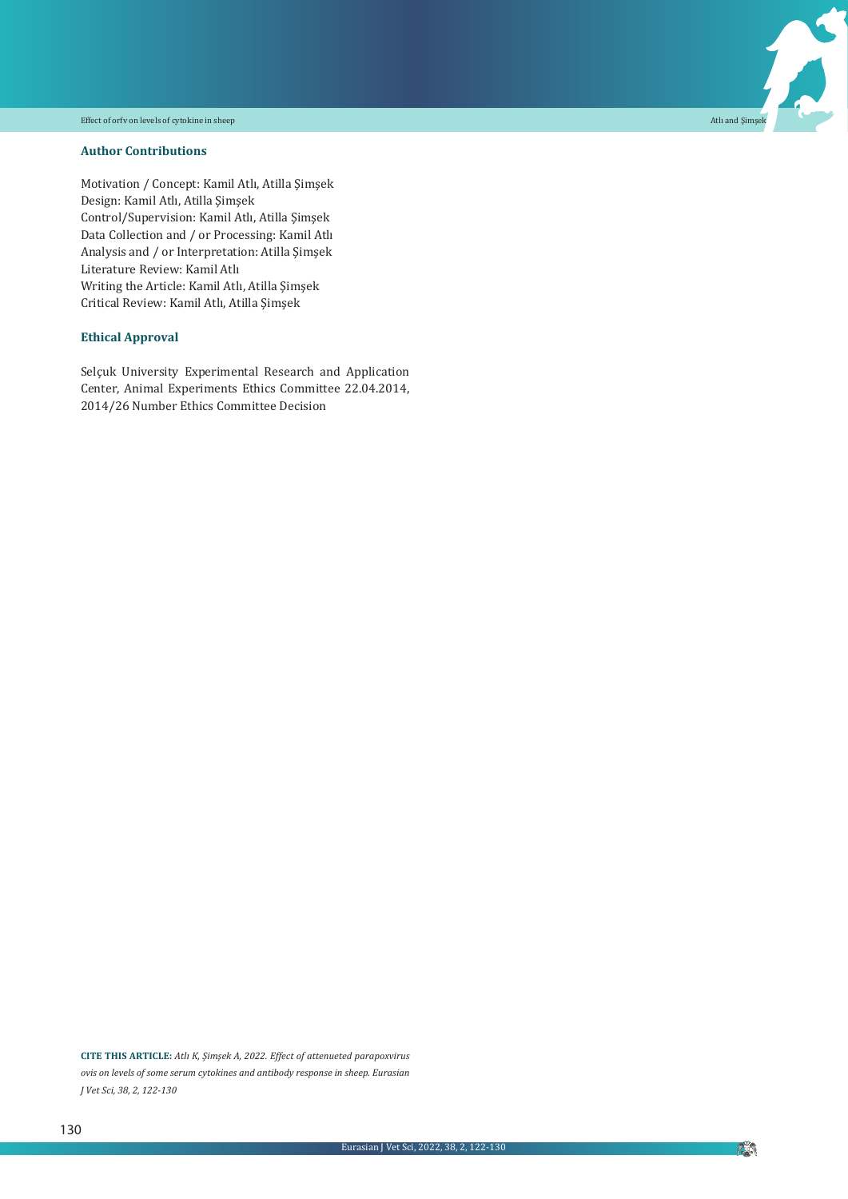## Author Contributions

Motivation / Concept: Kamil Atlı, Atilla Şimşek
Design: Kamil Atlı, Atilla Şimşek
Control/Supervision: Kamil Atlı, Atilla Şimşek
Data Collection and / or Processing: Kamil Atlı
Analysis and / or Interpretation: Atilla Şimşek
Literature Review: Kamil Atlı
Writing the Article: Kamil Atlı, Atilla Şimşek
Critical Review: Kamil Atlı, Atilla Şimşek

## Ethical Approval

Selçuk University Experimental Research and Application Center, Animal Experiments Ethics Committee 22.04.2014, 2014/26 Number Ethics Committee Decision

**CITE THIS ARTICLE:** *Atlı K, Şimşek A, 2022. Effect of attenueted parapoxvirus ovis on levels of some serum cytokines and antibody response in sheep. Eurasian J Vet Sci, 38, 2, 122-130*